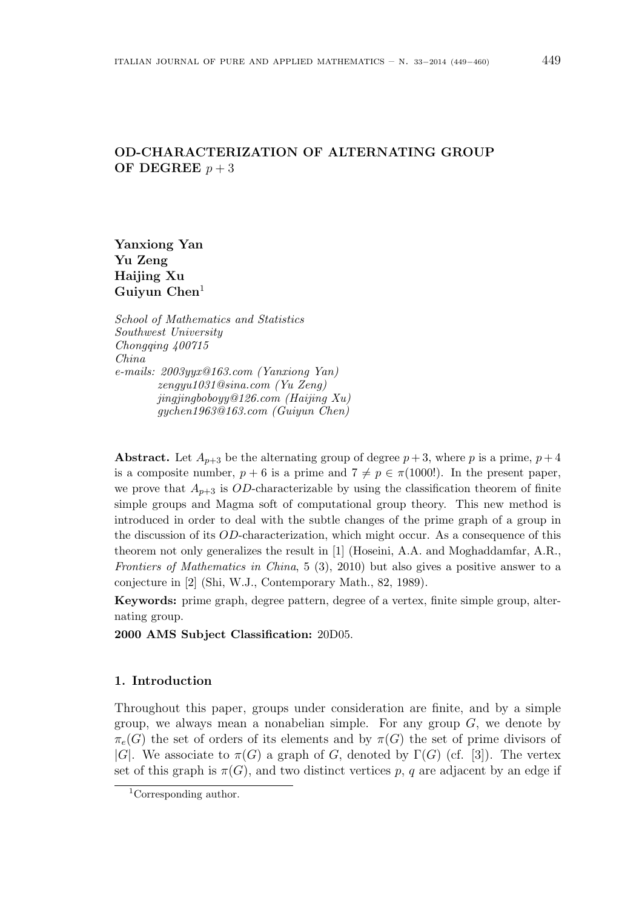# OD-CHARACTERIZATION OF ALTERNATING GROUP OF DEGREE $p + 3$

**Yanxiong Yan**
**Yu Zeng**
**Haijing Xu**
**Guiyun Chen**[1]

*School of Mathematics and Statistics*
*Southwest University*
*Chongqing 400715*
*China*
*e-mails: 2003yyx@163.com (Yanxiong Yan)*
*zengyu1031@sina.com (Yu Zeng)*
*jingjingboboyy@126.com (Haijing Xu)*
*gychen1963@163.com (Guiyun Chen)*

**Abstract.** Let $A_{p+3}$ be the alternating group of degree $p+3$, where $p$ is a prime, $p+4$ is a composite number, $p+6$ is a prime and $7 \neq p \in \pi(1000!)$. In the present paper, we prove that $A_{p+3}$ is $OD$-characterizable by using the classification theorem of finite simple groups and Magma soft of computational group theory. This new method is introduced in order to deal with the subtle changes of the prime graph of a group in the discussion of its $OD$-characterization, which might occur. As a consequence of this theorem not only generalizes the result in [1] (Hoseini, A.A. and Moghaddamfar, A.R., *Frontiers of Mathematics in China*, 5 (3), 2010) but also gives a positive answer to a conjecture in [2] (Shi, W.J., Contemporary Math., 82, 1989).

**Keywords:** prime graph, degree pattern, degree of a vertex, finite simple group, alternating group.

**2000 AMS Subject Classification:** 20D05.

## 1. Introduction

Throughout this paper, groups under consideration are finite, and by a simple group, we always mean a nonabelian simple. For any group $G$, we denote by $\pi_e(G)$ the set of orders of its elements and by $\pi(G)$ the set of prime divisors of $|G|$. We associate to $\pi(G)$ a graph of $G$, denoted by $\Gamma(G)$ (cf. [3]). The vertex set of this graph is $\pi(G)$, and two distinct vertices $p$, $q$ are adjacent by an edge if

[1]Corresponding author.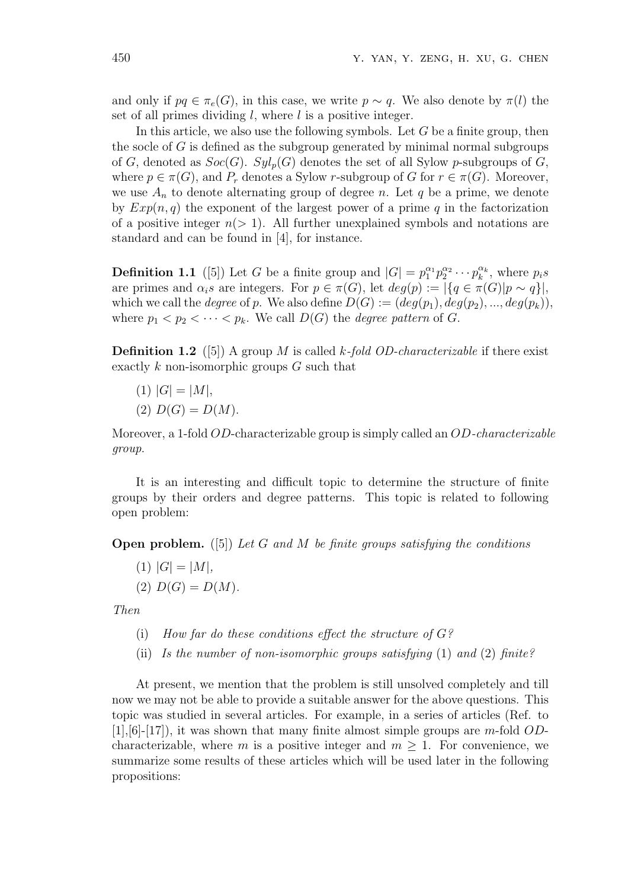and only if $pq \in \pi_e(G)$, in this case, we write $p \sim q$. We also denote by $\pi(l)$ the set of all primes dividing $l$, where $l$ is a positive integer.

In this article, we also use the following symbols. Let $G$ be a finite group, then the socle of $G$ is defined as the subgroup generated by minimal normal subgroups of $G$, denoted as $Soc(G)$. $Syl_p(G)$ denotes the set of all Sylow $p$-subgroups of $G$, where $p \in \pi(G)$, and $P_r$ denotes a Sylow $r$-subgroup of $G$ for $r \in \pi(G)$. Moreover, we use $A_n$ to denote alternating group of degree $n$. Let $q$ be a prime, we denote by $Exp(n, q)$ the exponent of the largest power of a prime $q$ in the factorization of a positive integer $n (> 1)$. All further unexplained symbols and notations are standard and can be found in [4], for instance.

**Definition 1.1** ([5]) Let $G$ be a finite group and $|G| = p_1^{\alpha_1} p_2^{\alpha_2} \cdots p_k^{\alpha_k}$, where $p_i s$ are primes and $\alpha_i s$ are integers. For $p \in \pi(G)$, let $deg(p) := |\{q \in \pi(G) | p \sim q\}|$, which we call the *degree* of $p$. We also define $D(G) := (deg(p_1), deg(p_2), ..., deg(p_k))$, where $p_1 < p_2 < \cdots < p_k$. We call $D(G)$ the *degree pattern* of $G$.

**Definition 1.2** ([5]) A group $M$ is called *k-fold OD-characterizable* if there exist exactly $k$ non-isomorphic groups $G$ such that

(1) $|G| = |M|$,

(2) $D(G) = D(M)$.

Moreover, a 1-fold $OD$-characterizable group is simply called an *OD-characterizable group*.

It is an interesting and difficult topic to determine the structure of finite groups by their orders and degree patterns. This topic is related to following open problem:

**Open problem.** ([5]) *Let $G$ and $M$ be finite groups satisfying the conditions*

(1) $|G| = |M|$,

(2) $D(G) = D(M)$.

*Then*

(i) *How far do these conditions effect the structure of $G$?*

(ii) *Is the number of non-isomorphic groups satisfying* (1) *and* (2) *finite?*

At present, we mention that the problem is still unsolved completely and till now we may not be able to provide a suitable answer for the above questions. This topic was studied in several articles. For example, in a series of articles (Ref. to [1],[6]-[17]), it was shown that many finite almost simple groups are $m$-fold $OD$-characterizable, where $m$ is a positive integer and $m \geq 1$. For convenience, we summarize some results of these articles which will be used later in the following propositions: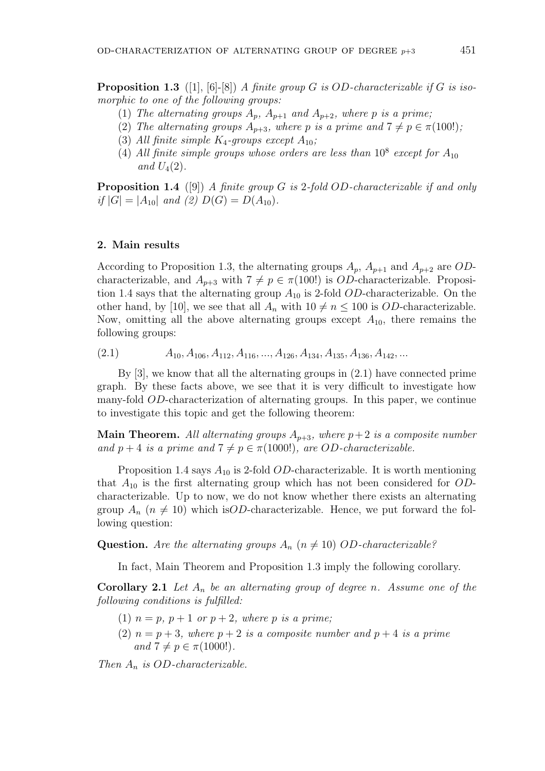**Proposition 1.3** ([1], [6]-[8]) *A finite group G is OD-characterizable if G is isomorphic to one of the following groups:*

(1) *The alternating groups $A_p$, $A_{p+1}$ and $A_{p+2}$, where p is a prime;*

(2) *The alternating groups $A_{p+3}$, where p is a prime and $7 \neq p \in \pi(100!)$;*

(3) *All finite simple $K_4$-groups except $A_{10}$;*

(4) *All finite simple groups whose orders are less than $10^8$ except for $A_{10}$ and $U_4(2)$.*

**Proposition 1.4** ([9]) *A finite group G is 2-fold OD-characterizable if and only if $|G| = |A_{10}|$ and (2) $D(G) = D(A_{10})$.*

## 2. Main results

According to Proposition 1.3, the alternating groups $A_p$, $A_{p+1}$ and $A_{p+2}$ are *OD*-characterizable, and $A_{p+3}$ with $7 \neq p \in \pi(100!)$ is *OD*-characterizable. Proposition 1.4 says that the alternating group $A_{10}$ is 2-fold *OD*-characterizable. On the other hand, by [10], we see that all $A_n$ with $10 \neq n \leq 100$ is *OD*-characterizable. Now, omitting all the above alternating groups except $A_{10}$, there remains the following groups:

$$A_{10}, A_{106}, A_{112}, A_{116}, ..., A_{126}, A_{134}, A_{135}, A_{136}, A_{142}, ... \tag{2.1}$$

By [3], we know that all the alternating groups in (2.1) have connected prime graph. By these facts above, we see that it is very difficult to investigate how many-fold *OD*-characterization of alternating groups. In this paper, we continue to investigate this topic and get the following theorem:

**Main Theorem.** *All alternating groups $A_{p+3}$, where $p+2$ is a composite number and $p+4$ is a prime and $7 \neq p \in \pi(1000!)$, are OD-characterizable.*

Proposition 1.4 says $A_{10}$ is 2-fold *OD*-characterizable. It is worth mentioning that $A_{10}$ is the first alternating group which has not been considered for *OD*-characterizable. Up to now, we do not know whether there exists an alternating group $A_n$ ($n \neq 10$) which is*OD*-characterizable. Hence, we put forward the following question:

**Question.** *Are the alternating groups $A_n$ ($n \neq 10$) OD-characterizable?*

In fact, Main Theorem and Proposition 1.3 imply the following corollary.

**Corollary 2.1** *Let $A_n$ be an alternating group of degree n. Assume one of the following conditions is fulfilled:*

(1) *$n = p$, $p + 1$ or $p + 2$, where p is a prime;*

(2) *$n = p + 3$, where $p + 2$ is a composite number and $p + 4$ is a prime and $7 \neq p \in \pi(1000!)$.*

*Then $A_n$ is OD-characterizable.*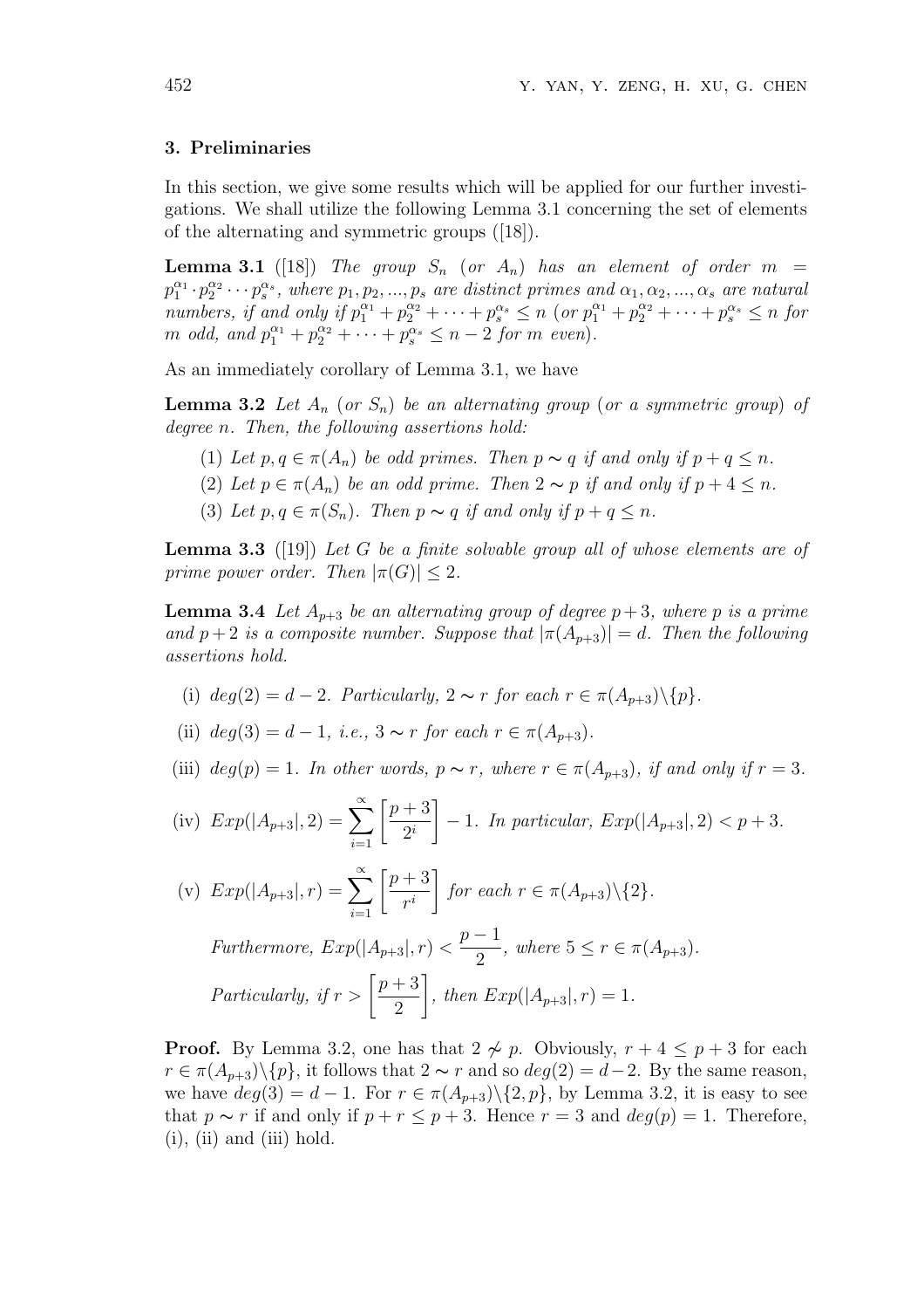## 3. Preliminaries

In this section, we give some results which will be applied for our further investigations. We shall utilize the following Lemma 3.1 concerning the set of elements of the alternating and symmetric groups ([18]).

**Lemma 3.1** ([18]) *The group $S_n$ (or $A_n$) has an element of order $m = p_1^{\alpha_1} \cdot p_2^{\alpha_2} \cdots p_s^{\alpha_s}$, where $p_1, p_2, ..., p_s$ are distinct primes and $\alpha_1, \alpha_2, ..., \alpha_s$ are natural numbers, if and only if $p_1^{\alpha_1} + p_2^{\alpha_2} + \cdots + p_s^{\alpha_s} \leq n$ (or $p_1^{\alpha_1} + p_2^{\alpha_2} + \cdots + p_s^{\alpha_s} \leq n$ for $m$ odd, and $p_1^{\alpha_1} + p_2^{\alpha_2} + \cdots + p_s^{\alpha_s} \leq n - 2$ for $m$ even).*

As an immediately corollary of Lemma 3.1, we have

**Lemma 3.2** *Let $A_n$ (or $S_n$) be an alternating group (or a symmetric group) of degree $n$. Then, the following assertions hold:*

(1) *Let $p, q \in \pi(A_n)$ be odd primes. Then $p \sim q$ if and only if $p + q \leq n$.*

(2) *Let $p \in \pi(A_n)$ be an odd prime. Then $2 \sim p$ if and only if $p + 4 \leq n$.*

(3) *Let $p, q \in \pi(S_n)$. Then $p \sim q$ if and only if $p + q \leq n$.*

**Lemma 3.3** ([19]) *Let $G$ be a finite solvable group all of whose elements are of prime power order. Then $|\pi(G)| \leq 2$.*

**Lemma 3.4** *Let $A_{p+3}$ be an alternating group of degree $p+3$, where $p$ is a prime and $p+2$ is a composite number. Suppose that $|\pi(A_{p+3})| = d$. Then the following assertions hold.*

(i) *$deg(2) = d - 2$. Particularly, $2 \sim r$ for each $r \in \pi(A_{p+3}) \backslash \{p\}$.*

(ii) *$deg(3) = d - 1$, i.e., $3 \sim r$ for each $r \in \pi(A_{p+3})$.*

(iii) *$deg(p) = 1$. In other words, $p \sim r$, where $r \in \pi(A_{p+3})$, if and only if $r = 3$.*

(iv) *$Exp(|A_{p+3}|, 2) = \displaystyle\sum_{i=1}^{\infty} \left[\frac{p+3}{2^i}\right] - 1$. In particular, $Exp(|A_{p+3}|, 2) < p + 3$.*

(v) *$Exp(|A_{p+3}|, r) = \displaystyle\sum_{i=1}^{\infty} \left[\frac{p+3}{r^i}\right]$ for each $r \in \pi(A_{p+3}) \backslash \{2\}$.*

*Furthermore, $Exp(|A_{p+3}|, r) < \dfrac{p-1}{2}$, where $5 \leq r \in \pi(A_{p+3})$.*

*Particularly, if $r > \left[\dfrac{p+3}{2}\right]$, then $Exp(|A_{p+3}|, r) = 1$.*

**Proof.** By Lemma 3.2, one has that $2 \nsim p$. Obviously, $r + 4 \leq p + 3$ for each $r \in \pi(A_{p+3}) \backslash \{p\}$, it follows that $2 \sim r$ and so $deg(2) = d - 2$. By the same reason, we have $deg(3) = d - 1$. For $r \in \pi(A_{p+3}) \backslash \{2, p\}$, by Lemma 3.2, it is easy to see that $p \sim r$ if and only if $p + r \leq p + 3$. Hence $r = 3$ and $deg(p) = 1$. Therefore, (i), (ii) and (iii) hold.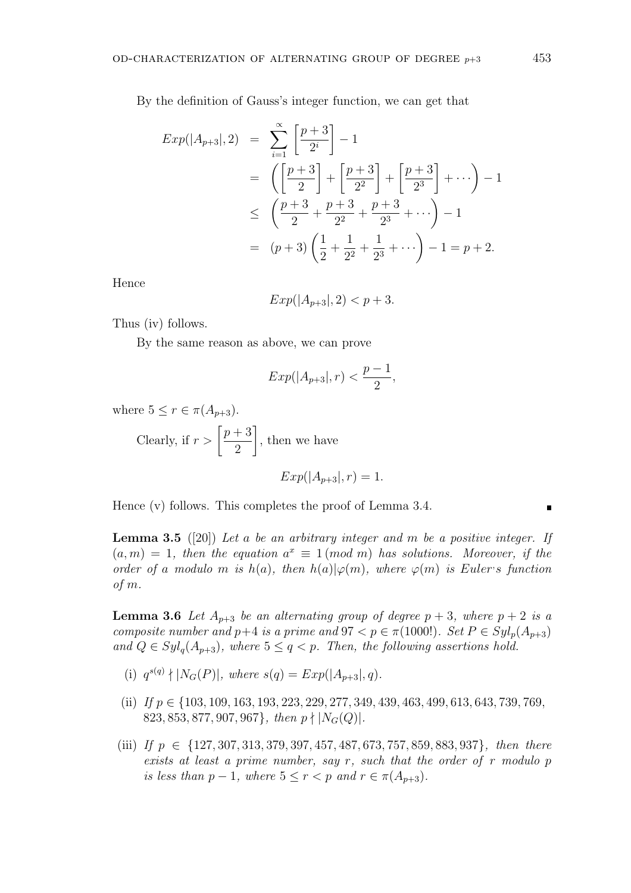By the definition of Gauss's integer function, we can get that

$$
\begin{aligned}
Exp(|A_{p+3}|, 2) &= \sum_{i=1}^{\infty} \left[\frac{p+3}{2^i}\right] - 1 \\
&= \left(\left[\frac{p+3}{2}\right] + \left[\frac{p+3}{2^2}\right] + \left[\frac{p+3}{2^3}\right] + \cdots\right) - 1 \\
&\leq \left(\frac{p+3}{2} + \frac{p+3}{2^2} + \frac{p+3}{2^3} + \cdots\right) - 1 \\
&= (p+3)\left(\frac{1}{2} + \frac{1}{2^2} + \frac{1}{2^3} + \cdots\right) - 1 = p+2.
\end{aligned}
$$

Hence

$$Exp(|A_{p+3}|, 2) < p+3.$$

Thus (iv) follows.

By the same reason as above, we can prove

$$Exp(|A_{p+3}|, r) < \frac{p-1}{2},$$

where $5 \leq r \in \pi(A_{p+3})$.

Clearly, if $r > \left[\frac{p+3}{2}\right]$, then we have

$$Exp(|A_{p+3}|, r) = 1.$$

Hence (v) follows. This completes the proof of Lemma 3.4. ∎

**Lemma 3.5** ([20]) *Let $a$ be an arbitrary integer and $m$ be a positive integer. If $(a, m) = 1$, then the equation $a^x \equiv 1\,(mod\; m)$ has solutions. Moreover, if the order of $a$ modulo $m$ is $h(a)$, then $h(a) | \varphi(m)$, where $\varphi(m)$ is Euler's function of $m$.*

**Lemma 3.6** *Let $A_{p+3}$ be an alternating group of degree $p+3$, where $p+2$ is a composite number and $p+4$ is a prime and $97 < p \in \pi(1000!)$. Set $P \in Syl_p(A_{p+3})$ and $Q \in Syl_q(A_{p+3})$, where $5 \leq q < p$. Then, the following assertions hold.*

(i) $q^{s(q)} \nmid |N_G(P)|$, *where* $s(q) = Exp(|A_{p+3}|, q)$.

(ii) *If* $p \in \{103, 109, 163, 193, 223, 229, 277, 349, 439, 463, 499, 613, 643, 739, 769, 823, 853, 877, 907, 967\}$, *then* $p \nmid |N_G(Q)|$.

(iii) *If* $p \in \{127, 307, 313, 379, 397, 457, 487, 673, 757, 859, 883, 937\}$, *then there exists at least a prime number, say $r$, such that the order of $r$ modulo $p$ is less than $p-1$, where $5 \leq r < p$ and $r \in \pi(A_{p+3})$.*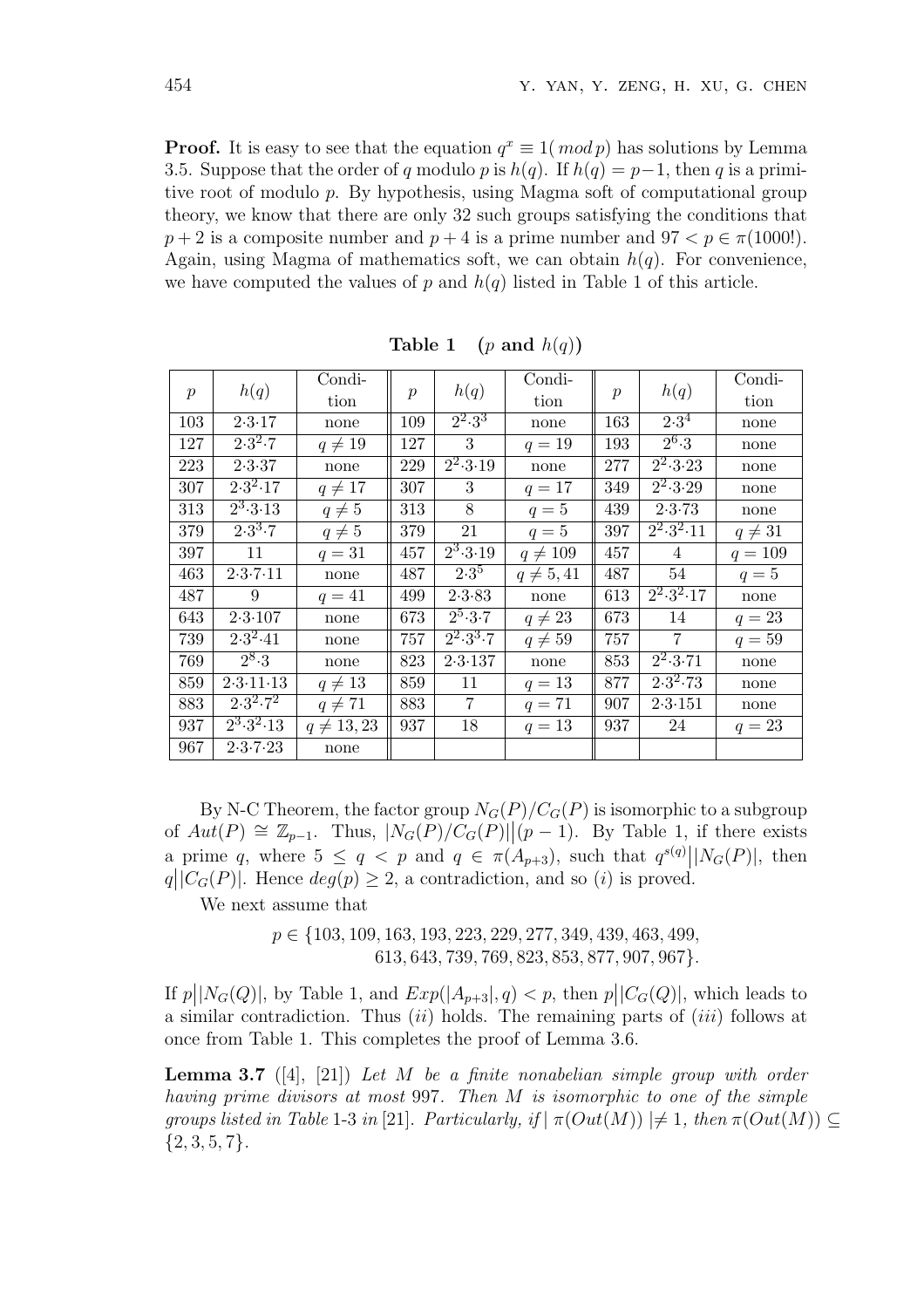**Proof.** It is easy to see that the equation $q^x \equiv 1(\ mod\, p)$ has solutions by Lemma 3.5. Suppose that the order of $q$ modulo $p$ is $h(q)$. If $h(q) = p-1$, then $q$ is a primitive root of modulo $p$. By hypothesis, using Magma soft of computational group theory, we know that there are only 32 such groups satisfying the conditions that $p+2$ is a composite number and $p+4$ is a prime number and $97 < p \in \pi(1000!)$. Again, using Magma of mathematics soft, we can obtain $h(q)$. For convenience, we have computed the values of $p$ and $h(q)$ listed in Table 1 of this article.

**Table 1** ($p$ **and** $h(q)$)

| $p$ | $h(q)$ | Condition | $p$ | $h(q)$ | Condition | $p$ | $h(q)$ | Condition |
|---|---|---|---|---|---|---|---|---|
| 103 | $2{\cdot}3{\cdot}17$ | none | 109 | $2^2{\cdot}3^3$ | none | 163 | $2{\cdot}3^4$ | none |
| 127 | $2{\cdot}3^2{\cdot}7$ | $q \neq 19$ | 127 | 3 | $q = 19$ | 193 | $2^6{\cdot}3$ | none |
| 223 | $2{\cdot}3{\cdot}37$ | none | 229 | $2^2{\cdot}3{\cdot}19$ | none | 277 | $2^2{\cdot}3{\cdot}23$ | none |
| 307 | $2{\cdot}3^2{\cdot}17$ | $q \neq 17$ | 307 | 3 | $q = 17$ | 349 | $2^2{\cdot}3{\cdot}29$ | none |
| 313 | $2^3{\cdot}3{\cdot}13$ | $q \neq 5$ | 313 | 8 | $q = 5$ | 439 | $2{\cdot}3{\cdot}73$ | none |
| 379 | $2{\cdot}3^3{\cdot}7$ | $q \neq 5$ | 379 | 21 | $q = 5$ | 397 | $2^2{\cdot}3^2{\cdot}11$ | $q \neq 31$ |
| 397 | 11 | $q = 31$ | 457 | $2^3{\cdot}3{\cdot}19$ | $q \neq 109$ | 457 | 4 | $q = 109$ |
| 463 | $2{\cdot}3{\cdot}7{\cdot}11$ | none | 487 | $2{\cdot}3^5$ | $q \neq 5, 41$ | 487 | 54 | $q = 5$ |
| 487 | 9 | $q = 41$ | 499 | $2{\cdot}3{\cdot}83$ | none | 613 | $2^2{\cdot}3^2{\cdot}17$ | none |
| 643 | $2{\cdot}3{\cdot}107$ | none | 673 | $2^5{\cdot}3{\cdot}7$ | $q \neq 23$ | 673 | 14 | $q = 23$ |
| 739 | $2{\cdot}3^2{\cdot}41$ | none | 757 | $2^2{\cdot}3^3{\cdot}7$ | $q \neq 59$ | 757 | 7 | $q = 59$ |
| 769 | $2^8{\cdot}3$ | none | 823 | $2{\cdot}3{\cdot}137$ | none | 853 | $2^2{\cdot}3{\cdot}71$ | none |
| 859 | $2{\cdot}3{\cdot}11{\cdot}13$ | $q \neq 13$ | 859 | 11 | $q = 13$ | 877 | $2{\cdot}3^2{\cdot}73$ | none |
| 883 | $2{\cdot}3^2{\cdot}7^2$ | $q \neq 71$ | 883 | 7 | $q = 71$ | 907 | $2{\cdot}3{\cdot}151$ | none |
| 937 | $2^3{\cdot}3^2{\cdot}13$ | $q \neq 13, 23$ | 937 | 18 | $q = 13$ | 937 | 24 | $q = 23$ |
| 967 | $2{\cdot}3{\cdot}7{\cdot}23$ | none | | | | | | |

By N-C Theorem, the factor group $N_G(P)/C_G(P)$ is isomorphic to a subgroup of $Aut(P) \cong \mathbb{Z}_{p-1}$. Thus, $|N_G(P)/C_G(P)|\big|(p-1)$. By Table 1, if there exists a prime $q$, where $5 \leq q < p$ and $q \in \pi(A_{p+3})$, such that $q^{s(q)}\big||N_G(P)|$, then $q\big||C_G(P)|$. Hence $deg(p) \geq 2$, a contradiction, and so $(i)$ is proved.

We next assume that

$$p \in \{103, 109, 163, 193, 223, 229, 277, 349, 439, 463, 499, \\ 613, 643, 739, 769, 823, 853, 877, 907, 967\}.$$

If $p\big||N_G(Q)|$, by Table 1, and $Exp(|A_{p+3}|, q) < p$, then $p\big||C_G(Q)|$, which leads to a similar contradiction. Thus $(ii)$ holds. The remaining parts of $(iii)$ follows at once from Table 1. This completes the proof of Lemma 3.6.

**Lemma 3.7** ([4], [21]) *Let $M$ be a finite nonabelian simple group with order having prime divisors at most* 997*. Then $M$ is isomorphic to one of the simple groups listed in Table* 1-3 *in* [21]*. Particularly, if* $|\,\pi(Out(M))\,| \neq 1$*, then* $\pi(Out(M)) \subseteq \{2, 3, 5, 7\}$.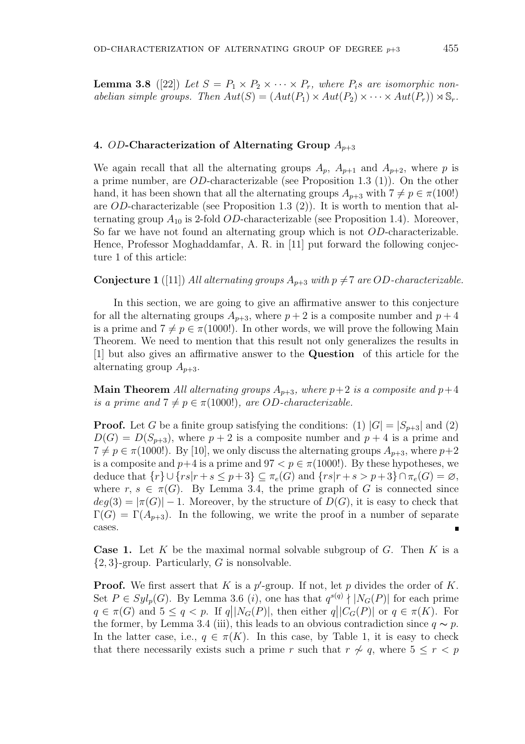**Lemma 3.8** ([22]) *Let $S = P_1 \times P_2 \times \cdots \times P_r$, where $P_i$s are isomorphic nonabelian simple groups. Then $Aut(S) = (Aut(P_1) \times Aut(P_2) \times \cdots \times Aut(P_r)) \rtimes \mathbb{S}_r$.*

## 4. $OD$-Characterization of Alternating Group $A_{p+3}$

We again recall that all the alternating groups $A_p$, $A_{p+1}$ and $A_{p+2}$, where $p$ is a prime number, are $OD$-characterizable (see Proposition 1.3 (1)). On the other hand, it has been shown that all the alternating groups $A_{p+3}$ with $7 \neq p \in \pi(100!)$ are $OD$-characterizable (see Proposition 1.3 (2)). It is worth to mention that alternating group $A_{10}$ is 2-fold $OD$-characterizable (see Proposition 1.4). Moreover, So far we have not found an alternating group which is not $OD$-characterizable. Hence, Professor Moghaddamfar, A. R. in [11] put forward the following conjecture 1 of this article:

**Conjecture 1** ([11]) *All alternating groups $A_{p+3}$ with $p \neq 7$ are $OD$-characterizable.*

In this section, we are going to give an affirmative answer to this conjecture for all the alternating groups $A_{p+3}$, where $p+2$ is a composite number and $p+4$ is a prime and $7 \neq p \in \pi(1000!)$. In other words, we will prove the following Main Theorem. We need to mention that this result not only generalizes the results in [1] but also gives an affirmative answer to the **Question** of this article for the alternating group $A_{p+3}$.

**Main Theorem** *All alternating groups $A_{p+3}$, where $p+2$ is a composite and $p+4$ is a prime and $7 \neq p \in \pi(1000!)$, are $OD$-characterizable.*

**Proof.** Let $G$ be a finite group satisfying the conditions: (1) $|G| = |S_{p+3}|$ and (2) $D(G) = D(S_{p+3})$, where $p+2$ is a composite number and $p+4$ is a prime and $7 \neq p \in \pi(1000!)$. By [10], we only discuss the alternating groups $A_{p+3}$, where $p+2$ is a composite and $p+4$ is a prime and $97 < p \in \pi(1000!)$. By these hypotheses, we deduce that $\{r\} \cup \{rs | r+s \leq p+3\} \subseteq \pi_e(G)$ and $\{rs | r+s > p+3\} \cap \pi_e(G) = \varnothing$, where $r, s \in \pi(G)$. By Lemma 3.4, the prime graph of $G$ is connected since $deg(3) = |\pi(G)| - 1$. Moreover, by the structure of $D(G)$, it is easy to check that $\Gamma(G) = \Gamma(A_{p+3})$. In the following, we write the proof in a number of separate cases. ∎

**Case 1.** Let $K$ be the maximal normal solvable subgroup of $G$. Then $K$ is a $\{2, 3\}$-group. Particularly, $G$ is nonsolvable.

**Proof.** We first assert that $K$ is a $p'$-group. If not, let $p$ divides the order of $K$. Set $P \in Syl_p(G)$. By Lemma 3.6 ($i$), one has that $q^{s(q)} \nmid |N_G(P)|$ for each prime $q \in \pi(G)$ and $5 \leq q < p$. If $q \big| |N_G(P)|$, then either $q \big| |C_G(P)|$ or $q \in \pi(K)$. For the former, by Lemma 3.4 (iii), this leads to an obvious contradiction since $q \sim p$. In the latter case, i.e., $q \in \pi(K)$. In this case, by Table 1, it is easy to check that there necessarily exists such a prime $r$ such that $r \not\sim q$, where $5 \leq r < p$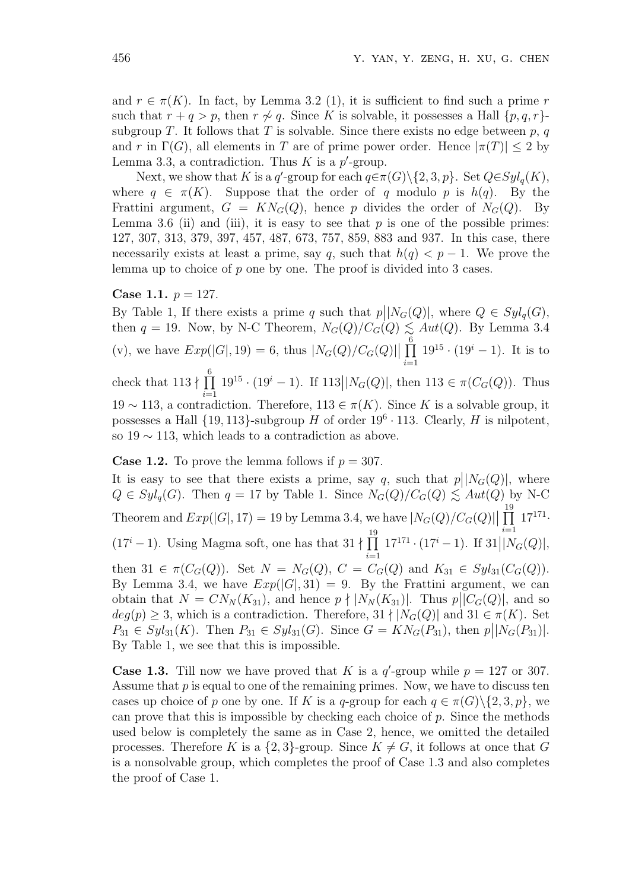and $r \in \pi(K)$. In fact, by Lemma 3.2 (1), it is sufficient to find such a prime $r$ such that $r + q > p$, then $r \not\sim q$. Since $K$ is solvable, it possesses a Hall $\{p, q, r\}$-subgroup $T$. It follows that $T$ is solvable. Since there exists no edge between $p$, $q$ and $r$ in $\Gamma(G)$, all elements in $T$ are of prime power order. Hence $|\pi(T)| \leq 2$ by Lemma 3.3, a contradiction. Thus $K$ is a $p'$-group.

Next, we show that $K$ is a $q'$-group for each $q \in \pi(G) \backslash \{2, 3, p\}$. Set $Q \in Syl_q(K)$, where $q \in \pi(K)$. Suppose that the order of $q$ modulo $p$ is $h(q)$. By the Frattini argument, $G = KN_G(Q)$, hence $p$ divides the order of $N_G(Q)$. By Lemma 3.6 (ii) and (iii), it is easy to see that $p$ is one of the possible primes: 127, 307, 313, 379, 397, 457, 487, 673, 757, 859, 883 and 937. In this case, there necessarily exists at least a prime, say $q$, such that $h(q) < p - 1$. We prove the lemma up to choice of $p$ one by one. The proof is divided into 3 cases.

**Case 1.1.** $p = 127$.

By Table 1, If there exists a prime $q$ such that $p \big| |N_G(Q)|$, where $Q \in Syl_q(G)$, then $q = 19$. Now, by N-C Theorem, $N_G(Q)/C_G(Q) \lesssim Aut(Q)$. By Lemma 3.4 (v), we have $Exp(|G|, 19) = 6$, thus $|N_G(Q)/C_G(Q)| \big| \prod_{i=1}^{6} 19^{15} \cdot (19^i - 1)$. It is to check that $113 \nmid \prod_{i=1}^{6} 19^{15} \cdot (19^i - 1)$. If $113 \big| |N_G(Q)|$, then $113 \in \pi(C_G(Q))$. Thus $19 \sim 113$, a contradiction. Therefore, $113 \in \pi(K)$. Since $K$ is a solvable group, it possesses a Hall $\{19, 113\}$-subgroup $H$ of order $19^6 \cdot 113$. Clearly, $H$ is nilpotent, so $19 \sim 113$, which leads to a contradiction as above.

**Case 1.2.** To prove the lemma follows if $p = 307$.

It is easy to see that there exists a prime, say $q$, such that $p \big| |N_G(Q)|$, where $Q \in Syl_q(G)$. Then $q = 17$ by Table 1. Since $N_G(Q)/C_G(Q) \lesssim Aut(Q)$ by N-C Theorem and $Exp(|G|, 17) = 19$ by Lemma 3.4, we have $|N_G(Q)/C_G(Q)| \big| \prod_{i=1}^{19} 17^{171} \cdot (17^i - 1)$. Using Magma soft, one has that $31 \nmid \prod_{i=1}^{19} 17^{171} \cdot (17^i - 1)$. If $31 \big| |N_G(Q)|$, then $31 \in \pi(C_G(Q))$. Set $N = N_G(Q)$, $C = C_G(Q)$ and $K_{31} \in Syl_{31}(C_G(Q))$. By Lemma 3.4, we have $Exp(|G|, 31) = 9$. By the Frattini argument, we can obtain that $N = CN_N(K_{31})$, and hence $p \nmid |N_N(K_{31})|$. Thus $p \big| |C_G(Q)|$, and so $deg(p) \geq 3$, which is a contradiction. Therefore, $31 \nmid |N_G(Q)|$ and $31 \in \pi(K)$. Set $P_{31} \in Syl_{31}(K)$. Then $P_{31} \in Syl_{31}(G)$. Since $G = KN_G(P_{31})$, then $p \big| |N_G(P_{31})|$. By Table 1, we see that this is impossible.

**Case 1.3.** Till now we have proved that $K$ is a $q'$-group while $p = 127$ or 307. Assume that $p$ is equal to one of the remaining primes. Now, we have to discuss ten cases up choice of $p$ one by one. If $K$ is a $q$-group for each $q \in \pi(G) \backslash \{2, 3, p\}$, we can prove that this is impossible by checking each choice of $p$. Since the methods used below is completely the same as in Case 2, hence, we omitted the detailed processes. Therefore $K$ is a $\{2, 3\}$-group. Since $K \neq G$, it follows at once that $G$ is a nonsolvable group, which completes the proof of Case 1.3 and also completes the proof of Case 1.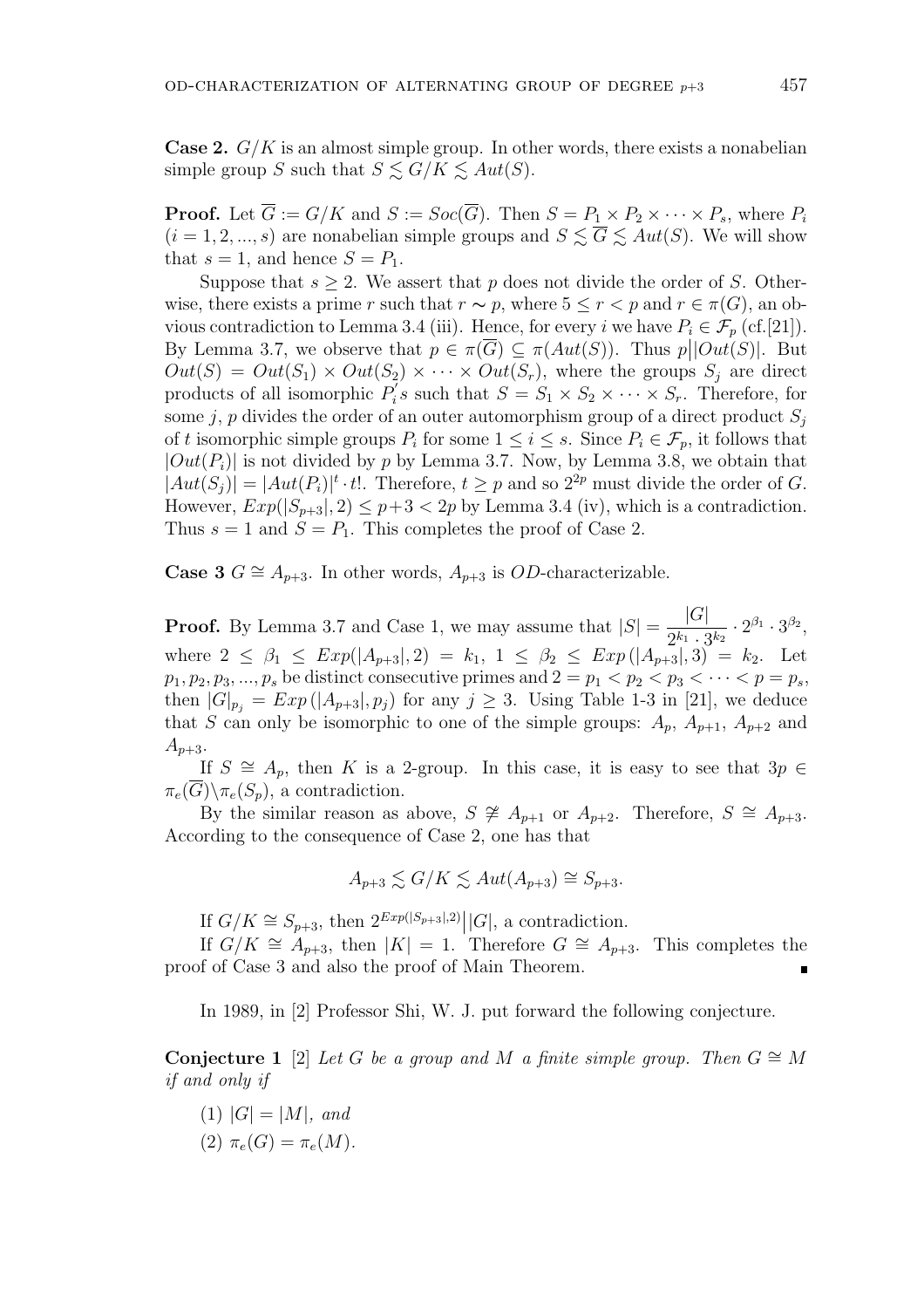**Case 2.** $G/K$ is an almost simple group. In other words, there exists a nonabelian simple group $S$ such that $S \lesssim G/K \lesssim Aut(S)$.

**Proof.** Let $\overline{G} := G/K$ and $S := Soc(\overline{G})$. Then $S = P_1 \times P_2 \times \cdots \times P_s$, where $P_i$ $(i = 1, 2, ..., s)$ are nonabelian simple groups and $S \lesssim \overline{G} \lesssim Aut(S)$. We will show that $s = 1$, and hence $S = P_1$.

Suppose that $s \geq 2$. We assert that $p$ does not divide the order of $S$. Otherwise, there exists a prime $r$ such that $r \sim p$, where $5 \leq r < p$ and $r \in \pi(G)$, an obvious contradiction to Lemma 3.4 (iii). Hence, for every $i$ we have $P_i \in \mathcal{F}_p$ (cf.[21]). By Lemma 3.7, we observe that $p \in \pi(\overline{G}) \subseteq \pi(Aut(S))$. Thus $p \big| |Out(S)|$. But $Out(S) = Out(S_1) \times Out(S_2) \times \cdots \times Out(S_r)$, where the groups $S_j$ are direct products of all isomorphic $P_i^{'}s$ such that $S = S_1 \times S_2 \times \cdots \times S_r$. Therefore, for some $j$, $p$ divides the order of an outer automorphism group of a direct product $S_j$ of $t$ isomorphic simple groups $P_i$ for some $1 \leq i \leq s$. Since $P_i \in \mathcal{F}_p$, it follows that $|Out(P_i)|$ is not divided by $p$ by Lemma 3.7. Now, by Lemma 3.8, we obtain that $|Aut(S_j)| = |Aut(P_i)|^t \cdot t!$. Therefore, $t \geq p$ and so $2^{2p}$ must divide the order of $G$. However, $Exp(|S_{p+3}|, 2) \leq p+3 < 2p$ by Lemma 3.4 (iv), which is a contradiction. Thus $s = 1$ and $S = P_1$. This completes the proof of Case 2.

**Case 3** $G \cong A_{p+3}$. In other words, $A_{p+3}$ is $OD$-characterizable.

**Proof.** By Lemma 3.7 and Case 1, we may assume that $|S| = \dfrac{|G|}{2^{k_1} \cdot 3^{k_2}} \cdot 2^{\beta_1} \cdot 3^{\beta_2}$, where $2 \leq \beta_1 \leq Exp(|A_{p+3}|, 2) = k_1$, $1 \leq \beta_2 \leq Exp(|A_{p+3}|, 3) = k_2$. Let $p_1, p_2, p_3, ..., p_s$ be distinct consecutive primes and $2 = p_1 < p_2 < p_3 < \cdots < p = p_s$, then $|G|_{p_j} = Exp(|A_{p+3}|, p_j)$ for any $j \geq 3$. Using Table 1-3 in [21], we deduce that $S$ can only be isomorphic to one of the simple groups: $A_p$, $A_{p+1}$, $A_{p+2}$ and $A_{p+3}$.

If $S \cong A_p$, then $K$ is a 2-group. In this case, it is easy to see that $3p \in \pi_e(\overline{G}) \backslash \pi_e(S_p)$, a contradiction.

By the similar reason as above, $S \ncong A_{p+1}$ or $A_{p+2}$. Therefore, $S \cong A_{p+3}$. According to the consequence of Case 2, one has that

$$A_{p+3} \lesssim G/K \lesssim Aut(A_{p+3}) \cong S_{p+3}.$$

If $G/K \cong S_{p+3}$, then $2^{Exp(|S_{p+3}|, 2)} \big| |G|$, a contradiction.

If $G/K \cong A_{p+3}$, then $|K| = 1$. Therefore $G \cong A_{p+3}$. This completes the proof of Case 3 and also the proof of Main Theorem. ∎

In 1989, in [2] Professor Shi, W. J. put forward the following conjecture.

**Conjecture 1** [2] *Let $G$ be a group and $M$ a finite simple group. Then $G \cong M$ if and only if*

(1) $|G| = |M|$, *and*

(2) $\pi_e(G) = \pi_e(M)$.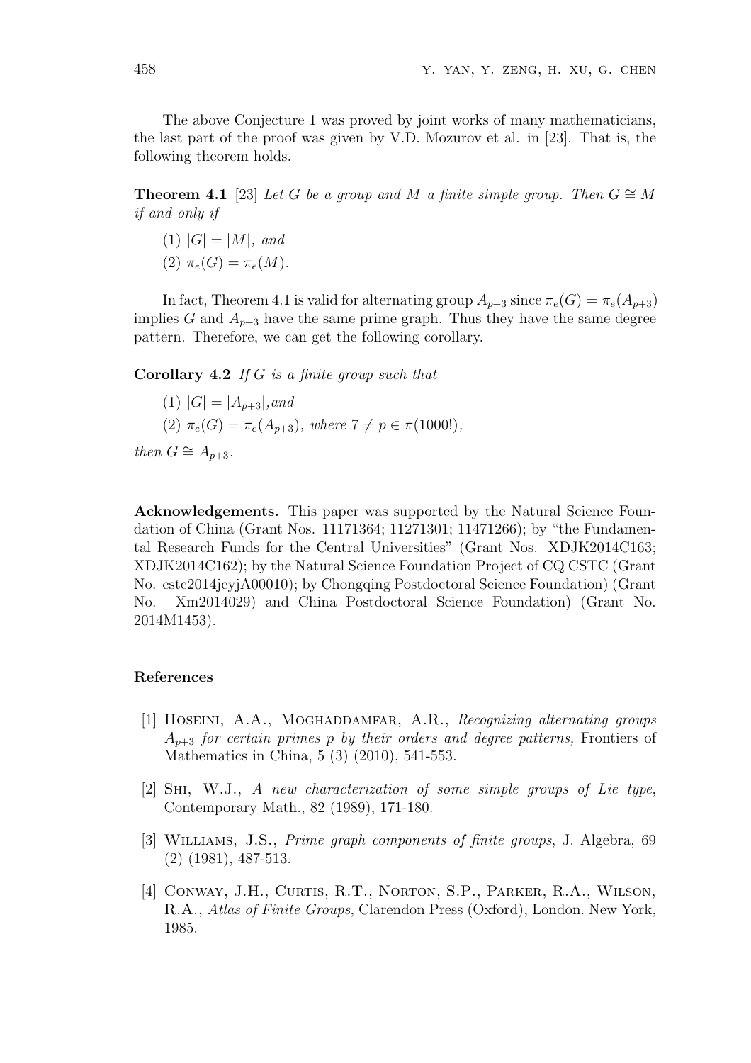The above Conjecture 1 was proved by joint works of many mathematicians, the last part of the proof was given by V.D. Mozurov et al. in [23]. That is, the following theorem holds.

**Theorem 4.1** [23] *Let $G$ be a group and $M$ a finite simple group. Then $G \cong M$ if and only if*

(1) $|G| = |M|$*, and*

(2) $\pi_e(G) = \pi_e(M)$*.*

In fact, Theorem 4.1 is valid for alternating group $A_{p+3}$ since $\pi_e(G) = \pi_e(A_{p+3})$ implies $G$ and $A_{p+3}$ have the same prime graph. Thus they have the same degree pattern. Therefore, we can get the following corollary.

**Corollary 4.2** *If $G$ is a finite group such that*

(1) $|G| = |A_{p+3}|$*, and*

(2) $\pi_e(G) = \pi_e(A_{p+3})$*, where* $7 \neq p \in \pi(1000!)$*,*

*then* $G \cong A_{p+3}$*.*

**Acknowledgements.** This paper was supported by the Natural Science Foundation of China (Grant Nos. 11171364; 11271301; 11471266); by "the Fundamental Research Funds for the Central Universities" (Grant Nos. XDJK2014C163; XDJK2014C162); by the Natural Science Foundation Project of CQ CSTC (Grant No. cstc2014jcyjA00010); by Chongqing Postdoctoral Science Foundation) (Grant No. Xm2014029) and China Postdoctoral Science Foundation) (Grant No. 2014M1453).

## References

[1] Hoseini, A.A., Moghaddamfar, A.R., *Recognizing alternating groups $A_{p+3}$ for certain primes p by their orders and degree patterns,* Frontiers of Mathematics in China, 5 (3) (2010), 541-553.

[2] Shi, W.J., *A new characterization of some simple groups of Lie type*, Contemporary Math., 82 (1989), 171-180.

[3] Williams, J.S., *Prime graph components of finite groups*, J. Algebra, 69 (2) (1981), 487-513.

[4] Conway, J.H., Curtis, R.T., Norton, S.P., Parker, R.A., Wilson, R.A., *Atlas of Finite Groups*, Clarendon Press (Oxford), London. New York, 1985.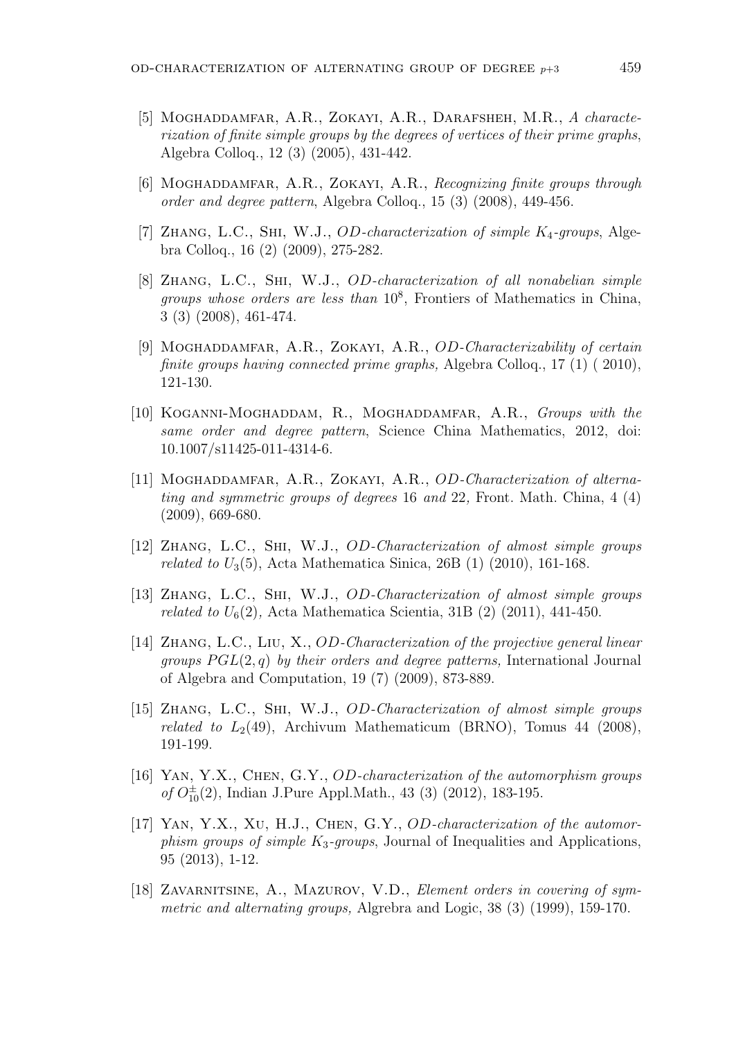[5] Moghaddamfar, A.R., Zokayi, A.R., Darafsheh, M.R., *A characterization of finite simple groups by the degrees of vertices of their prime graphs*, Algebra Colloq., 12 (3) (2005), 431-442.

[6] Moghaddamfar, A.R., Zokayi, A.R., *Recognizing finite groups through order and degree pattern*, Algebra Colloq., 15 (3) (2008), 449-456.

[7] Zhang, L.C., Shi, W.J., *OD-characterization of simple $K_4$-groups*, Algebra Colloq., 16 (2) (2009), 275-282.

[8] Zhang, L.C., Shi, W.J., *OD-characterization of all nonabelian simple groups whose orders are less than* $10^8$, Frontiers of Mathematics in China, 3 (3) (2008), 461-474.

[9] Moghaddamfar, A.R., Zokayi, A.R., *OD-Characterizability of certain finite groups having connected prime graphs,* Algebra Colloq., 17 (1) ( 2010), 121-130.

[10] Koganni-Moghaddam, R., Moghaddamfar, A.R., *Groups with the same order and degree pattern*, Science China Mathematics, 2012, doi: 10.1007/s11425-011-4314-6.

[11] Moghaddamfar, A.R., Zokayi, A.R., *OD-Characterization of alternating and symmetric groups of degrees* 16 *and* 22*,* Front. Math. China, 4 (4) (2009), 669-680.

[12] Zhang, L.C., Shi, W.J., *OD-Characterization of almost simple groups related to $U_3(5)$*, Acta Mathematica Sinica, 26B (1) (2010), 161-168.

[13] Zhang, L.C., Shi, W.J., *OD-Characterization of almost simple groups related to $U_6(2)$,* Acta Mathematica Scientia, 31B (2) (2011), 441-450.

[14] Zhang, L.C., Liu, X., *OD-Characterization of the projective general linear groups $PGL(2,q)$ by their orders and degree patterns,* International Journal of Algebra and Computation, 19 (7) (2009), 873-889.

[15] Zhang, L.C., Shi, W.J., *OD-Characterization of almost simple groups related to $L_2(49)$*, Archivum Mathematicum (BRNO), Tomus 44 (2008), 191-199.

[16] Yan, Y.X., Chen, G.Y., *OD-characterization of the automorphism groups of $O_{10}^{\pm}(2)$*, Indian J.Pure Appl.Math., 43 (3) (2012), 183-195.

[17] Yan, Y.X., Xu, H.J., Chen, G.Y., *OD-characterization of the automorphism groups of simple $K_3$-groups*, Journal of Inequalities and Applications, 95 (2013), 1-12.

[18] Zavarnitsine, A., Mazurov, V.D., *Element orders in covering of symmetric and alternating groups,* Algrebra and Logic, 38 (3) (1999), 159-170.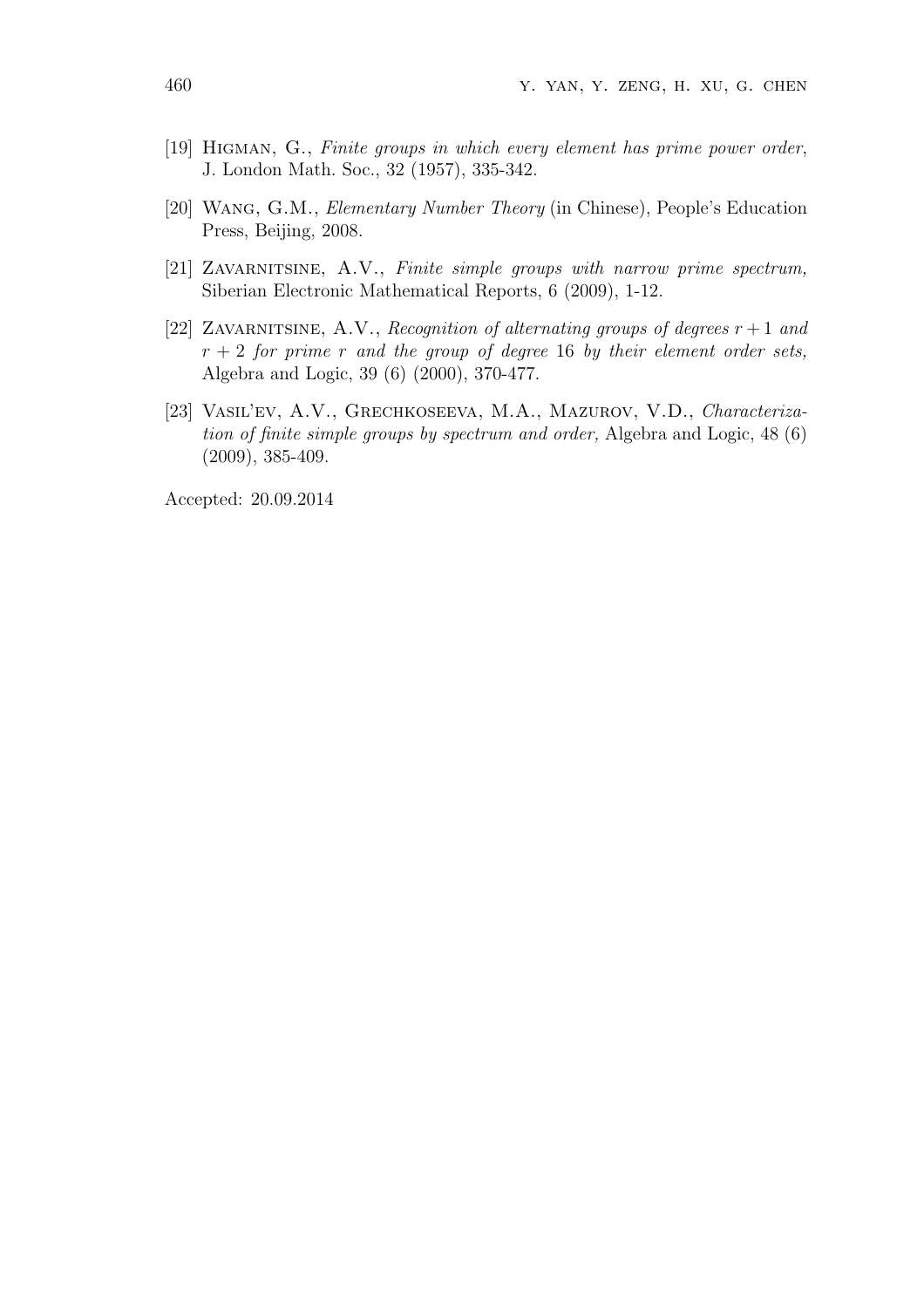[19] Higman, G., *Finite groups in which every element has prime power order*, J. London Math. Soc., 32 (1957), 335-342.

[20] Wang, G.M., *Elementary Number Theory* (in Chinese), People's Education Press, Beijing, 2008.

[21] Zavarnitsine, A.V., *Finite simple groups with narrow prime spectrum,* Siberian Electronic Mathematical Reports, 6 (2009), 1-12.

[22] Zavarnitsine, A.V., *Recognition of alternating groups of degrees $r+1$ and $r+2$ for prime $r$ and the group of degree* 16 *by their element order sets,* Algebra and Logic, 39 (6) (2000), 370-477.

[23] Vasil'ev, A.V., Grechkoseeva, M.A., Mazurov, V.D., *Characterization of finite simple groups by spectrum and order,* Algebra and Logic, 48 (6) (2009), 385-409.

Accepted: 20.09.2014